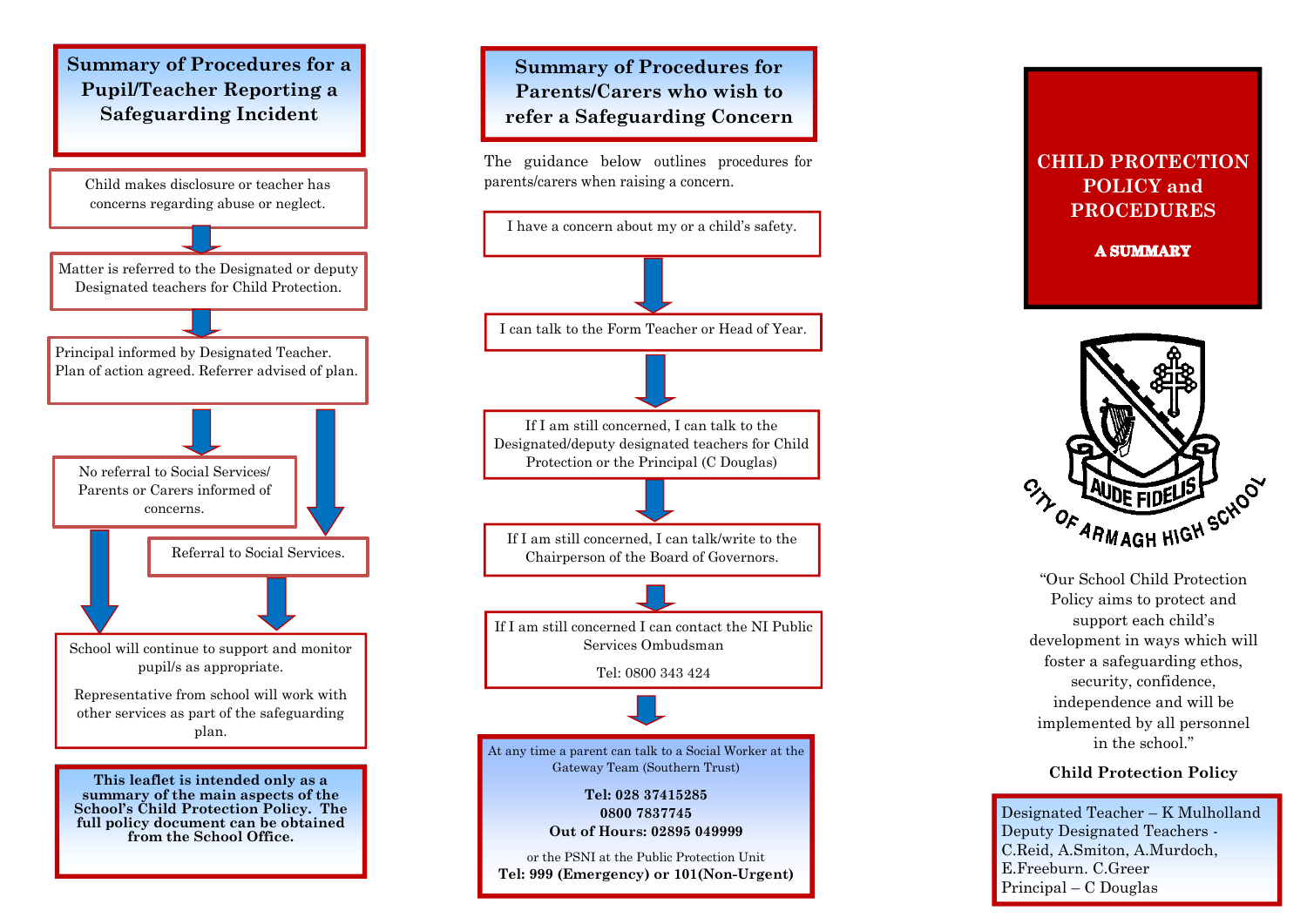## Summary of Procedures for a Pupil/Teacher Reporting a Safeguarding Incident

Child makes disclosure or teacher has concerns regarding abuse or neglect.

Matter is referred to the Designated or deputy Designated teachers for Child Protection.

Principal informed by Designated Teacher. Plan of action agreed. Referrer advised of plan.

No referral to Social Services/ Parents or Carers informed of concerns.

Referral to Social Services.

School will continue to support and monitor pupil/s as appropriate.

Representative from school will work with other services as part of the safeguarding plan.

**This leaflet is intended only as a summary of the main aspects of the School's Child Protection Policy. The full policy document can be obtained from the School Office.**

## Summary of Procedures for Parents/Carers who wish to refer a Safeguarding Concern

The guidance below outlines procedures for parents/carers when raising a concern.

I have a concern about my or a child's safety.

I can talk to the Form Teacher or Head of Year.

If I am still concerned, I can talk to the Designated/deputy designated teachers for Child Protection or the Principal (C Douglas)

If I am still concerned, I can talk/write to the Chairperson of the Board of Governors.

If I am still concerned I can contact the NI Public Services Ombudsman

Tel: 0800 343 424

At any time a parent can talk to a Social Worker at the Gateway Team (Southern Trust)

**Tel: 028 37415285**
**0800 7837745**
**Out of Hours: 02895 049999**

or the PSNI at the Public Protection Unit
**Tel: 999 (Emergency) or 101(Non-Urgent)**

# CHILD PROTECTION POLICY and PROCEDURES

**A SUMMARY**

AUDE FIDELIS

CITY OF ARMAGH HIGH SCHOOL

"Our School Child Protection Policy aims to protect and support each child's development in ways which will foster a safeguarding ethos, security, confidence, independence and will be implemented by all personnel in the school."

**Child Protection Policy**

Designated Teacher – K Mulholland
Deputy Designated Teachers - C.Reid, A.Smiton, A.Murdoch, E.Freeburn. C.Greer
Principal – C Douglas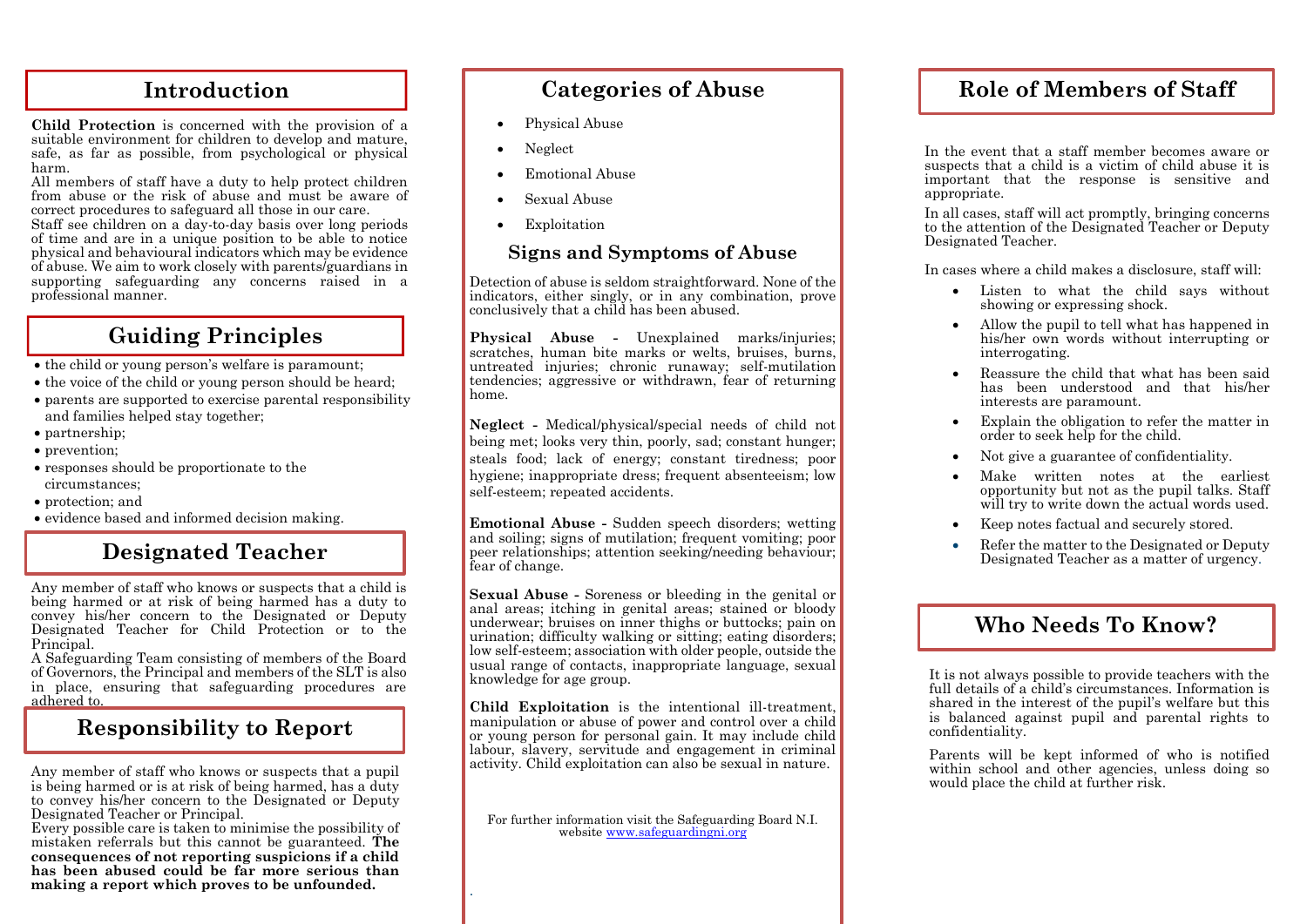## Introduction

**Child Protection** is concerned with the provision of a suitable environment for children to develop and mature, safe, as far as possible, from psychological or physical harm.
All members of staff have a duty to help protect children from abuse or the risk of abuse and must be aware of correct procedures to safeguard all those in our care.
Staff see children on a day-to-day basis over long periods of time and are in a unique position to be able to notice physical and behavioural indicators which may be evidence of abuse. We aim to work closely with parents/guardians in supporting safeguarding any concerns raised in a professional manner.

## Guiding Principles

- the child or young person's welfare is paramount;
- the voice of the child or young person should be heard;
- parents are supported to exercise parental responsibility and families helped stay together;
- partnership;
- prevention;
- responses should be proportionate to the circumstances;
- protection; and
- evidence based and informed decision making.

## Designated Teacher

Any member of staff who knows or suspects that a child is being harmed or at risk of being harmed has a duty to convey his/her concern to the Designated or Deputy Designated Teacher for Child Protection or to the Principal.
A Safeguarding Team consisting of members of the Board of Governors, the Principal and members of the SLT is also in place, ensuring that safeguarding procedures are adhered to.

## Responsibility to Report

Any member of staff who knows or suspects that a pupil is being harmed or at risk of being harmed, has a duty to convey his/her concern to the Designated or Deputy Designated Teacher or Principal.
Every possible care is taken to minimise the possibility of mistaken referrals but this cannot be guaranteed. **The consequences of not reporting suspicions if a child has been abused could be far more serious than making a report which proves to be unfounded.**

## Categories of Abuse

- Physical Abuse
- Neglect
- Emotional Abuse
- Sexual Abuse
- Exploitation

### Signs and Symptoms of Abuse

Detection of abuse is seldom straightforward. None of the indicators, either singly, or in any combination, prove conclusively that a child has been abused.

**Physical Abuse -** Unexplained marks/injuries; scratches, human bite marks or welts, bruises, burns, untreated injuries; chronic runaway; self-mutilation tendencies; aggressive or withdrawn, fear of returning home.

**Neglect -** Medical/physical/special needs of child not being met; looks very thin, poorly, sad; constant hunger; steals food; lack of energy; constant tiredness; poor hygiene; inappropriate dress; frequent absenteeism; low self-esteem; repeated accidents.

**Emotional Abuse -** Sudden speech disorders; wetting and soiling; signs of mutilation; frequent vomiting; poor peer relationships; attention seeking/needing behaviour; fear of change.

**Sexual Abuse -** Soreness or bleeding in the genital or anal areas; itching in genital areas; stained or bloody underwear; bruises on inner thighs or buttocks; pain on urination; difficulty walking or sitting; eating disorders; low self-esteem; association with older people, outside the usual range of contacts, inappropriate language, sexual knowledge for age group.

**Child Exploitation** is the intentional ill-treatment, manipulation or abuse of power and control over a child or young person for personal gain. It may include child labour, slavery, servitude and engagement in criminal activity. Child exploitation can also be sexual in nature.

For further information visit the Safeguarding Board N.I. website [www.safeguardingni.org](www.safeguardingni.org)

## Role of Members of Staff

In the event that a staff member becomes aware or suspects that a child is a victim of child abuse it is important that the response is sensitive and appropriate.

In all cases, staff will act promptly, bringing concerns to the attention of the Designated Teacher or Deputy Designated Teacher.

In cases where a child makes a disclosure, staff will:

- Listen to what the child says without showing or expressing shock.
- Allow the pupil to tell what has happened in his/her own words without interrupting or interrogating.
- Reassure the child that what has been said has been understood and that his/her interests are paramount.
- Explain the obligation to refer the matter in order to seek help for the child.
- Not give a guarantee of confidentiality.
- Make written notes at the earliest opportunity but not as the pupil talks. Staff will try to write down the actual words used.
- Keep notes factual and securely stored.
- Refer the matter to the Designated or Deputy Designated Teacher as a matter of urgency.

## Who Needs To Know?

It is not always possible to provide teachers with the full details of a child's circumstances. Information is shared in the interest of the pupil's welfare but this is balanced against pupil and parental rights to confidentiality.

Parents will be kept informed of who is notified within school and other agencies, unless doing so would place the child at further risk.